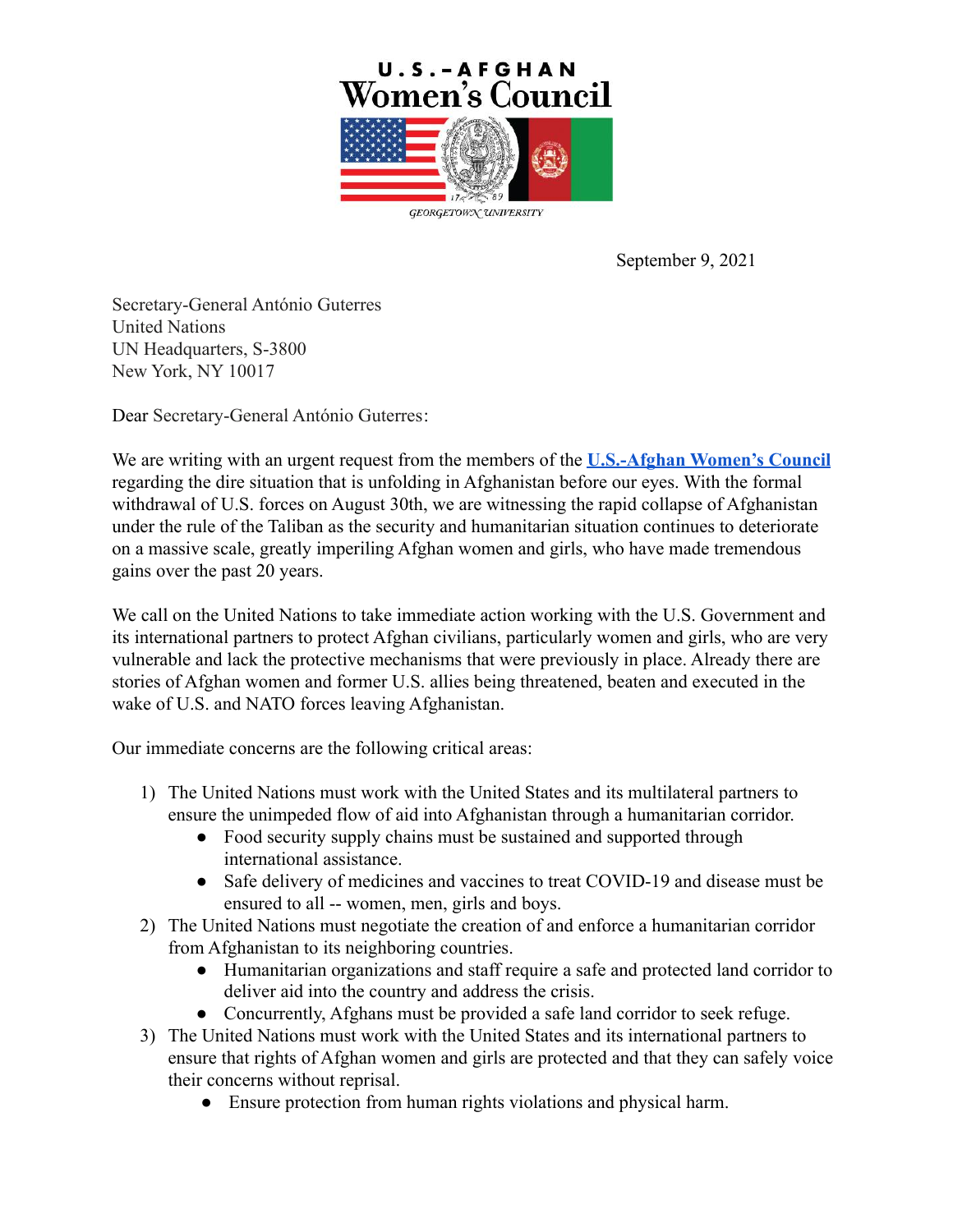# U.S.-AFGHAN Women's Council

GEORGETOWN UNIVERSITY

September 9, 2021

Secretary-General António Guterres
United Nations
UN Headquarters, S-3800
New York, NY 10017

Dear Secretary-General António Guterres:

We are writing with an urgent request from the members of the **U.S.-Afghan Women's Council** regarding the dire situation that is unfolding in Afghanistan before our eyes. With the formal withdrawal of U.S. forces on August 30th, we are witnessing the rapid collapse of Afghanistan under the rule of the Taliban as the security and humanitarian situation continues to deteriorate on a massive scale, greatly imperiling Afghan women and girls, who have made tremendous gains over the past 20 years.

We call on the United Nations to take immediate action working with the U.S. Government and its international partners to protect Afghan civilians, particularly women and girls, who are very vulnerable and lack the protective mechanisms that were previously in place. Already there are stories of Afghan women and former U.S. allies being threatened, beaten and executed in the wake of U.S. and NATO forces leaving Afghanistan.

Our immediate concerns are the following critical areas:

1) The United Nations must work with the United States and its multilateral partners to ensure the unimpeded flow of aid into Afghanistan through a humanitarian corridor.
    - Food security supply chains must be sustained and supported through international assistance.
    - Safe delivery of medicines and vaccines to treat COVID-19 and disease must be ensured to all -- women, men, girls and boys.
2) The United Nations must negotiate the creation of and enforce a humanitarian corridor from Afghanistan to its neighboring countries.
    - Humanitarian organizations and staff require a safe and protected land corridor to deliver aid into the country and address the crisis.
    - Concurrently, Afghans must be provided a safe land corridor to seek refuge.
3) The United Nations must work with the United States and its international partners to ensure that rights of Afghan women and girls are protected and that they can safely voice their concerns without reprisal.
    - Ensure protection from human rights violations and physical harm.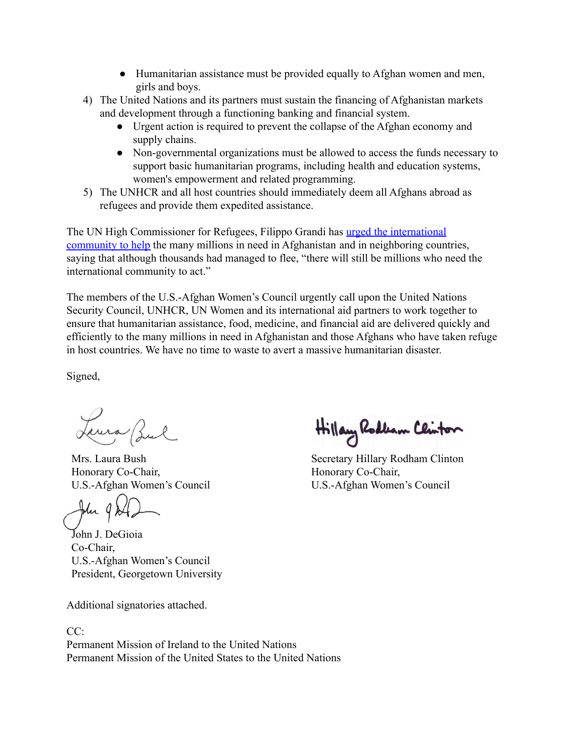- Humanitarian assistance must be provided equally to Afghan women and men, girls and boys.

4) The United Nations and its partners must sustain the financing of Afghanistan markets and development through a functioning banking and financial system.
   - Urgent action is required to prevent the collapse of the Afghan economy and supply chains.
   - Non-governmental organizations must be allowed to access the funds necessary to support basic humanitarian programs, including health and education systems, women's empowerment and related programming.
5) The UNHCR and all host countries should immediately deem all Afghans abroad as refugees and provide them expedited assistance.

The UN High Commissioner for Refugees, Filippo Grandi has urged the international community to help the many millions in need in Afghanistan and in neighboring countries, saying that although thousands had managed to flee, "there will still be millions who need the international community to act."

The members of the U.S.-Afghan Women's Council urgently call upon the United Nations Security Council, UNHCR, UN Women and its international aid partners to work together to ensure that humanitarian assistance, food, medicine, and financial aid are delivered quickly and efficiently to the many millions in need in Afghanistan and those Afghans who have taken refuge in host countries. We have no time to waste to avert a massive humanitarian disaster.

Signed,

Mrs. Laura Bush
Honorary Co-Chair,
U.S.-Afghan Women's Council

Secretary Hillary Rodham Clinton
Honorary Co-Chair,
U.S.-Afghan Women's Council

John J. DeGioia
Co-Chair,
U.S.-Afghan Women's Council
President, Georgetown University

Additional signatories attached.

CC:
Permanent Mission of Ireland to the United Nations
Permanent Mission of the United States to the United Nations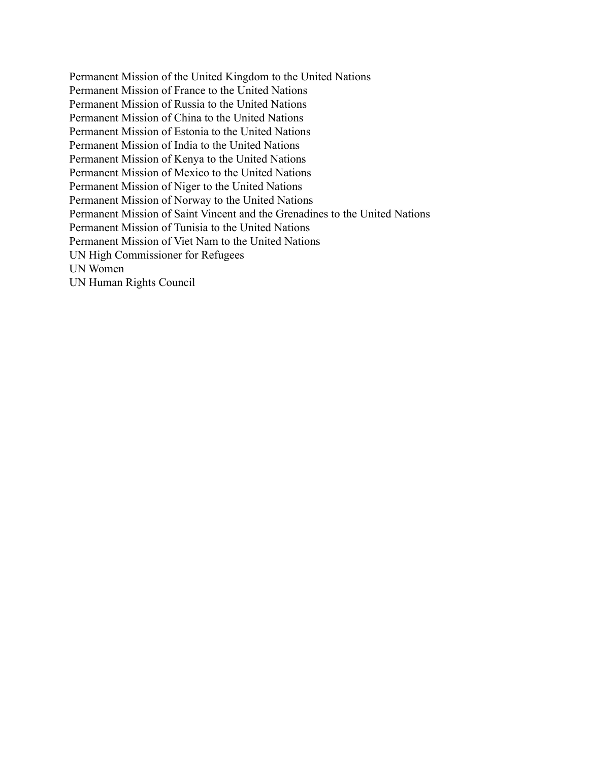Permanent Mission of the United Kingdom to the United Nations
Permanent Mission of France to the United Nations
Permanent Mission of Russia to the United Nations
Permanent Mission of China to the United Nations
Permanent Mission of Estonia to the United Nations
Permanent Mission of India to the United Nations
Permanent Mission of Kenya to the United Nations
Permanent Mission of Mexico to the United Nations
Permanent Mission of Niger to the United Nations
Permanent Mission of Norway to the United Nations
Permanent Mission of Saint Vincent and the Grenadines to the United Nations
Permanent Mission of Tunisia to the United Nations
Permanent Mission of Viet Nam to the United Nations
UN High Commissioner for Refugees
UN Women
UN Human Rights Council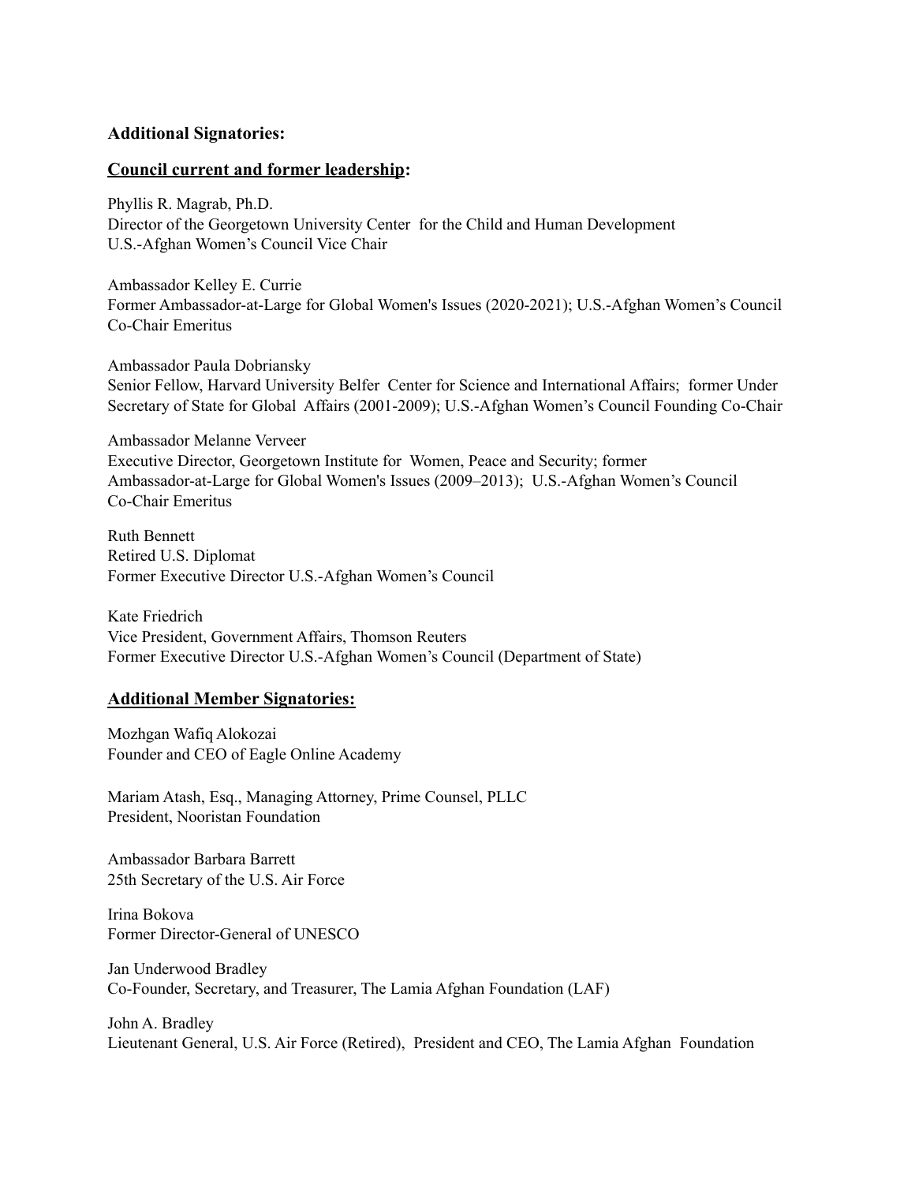**Additional Signatories:**

**Council current and former leadership:**

Phyllis R. Magrab, Ph.D.
Director of the Georgetown University Center for the Child and Human Development
U.S.-Afghan Women's Council Vice Chair

Ambassador Kelley E. Currie
Former Ambassador-at-Large for Global Women's Issues (2020-2021); U.S.-Afghan Women's Council Co-Chair Emeritus

Ambassador Paula Dobriansky
Senior Fellow, Harvard University Belfer Center for Science and International Affairs; former Under Secretary of State for Global Affairs (2001-2009); U.S.-Afghan Women's Council Founding Co-Chair

Ambassador Melanne Verveer
Executive Director, Georgetown Institute for Women, Peace and Security; former Ambassador-at-Large for Global Women's Issues (2009–2013); U.S.-Afghan Women's Council Co-Chair Emeritus

Ruth Bennett
Retired U.S. Diplomat
Former Executive Director U.S.-Afghan Women's Council

Kate Friedrich
Vice President, Government Affairs, Thomson Reuters
Former Executive Director U.S.-Afghan Women's Council (Department of State)

**Additional Member Signatories:**

Mozhgan Wafiq Alokozai
Founder and CEO of Eagle Online Academy

Mariam Atash, Esq., Managing Attorney, Prime Counsel, PLLC
President, Nooristan Foundation

Ambassador Barbara Barrett
25th Secretary of the U.S. Air Force

Irina Bokova
Former Director-General of UNESCO

Jan Underwood Bradley
Co-Founder, Secretary, and Treasurer, The Lamia Afghan Foundation (LAF)

John A. Bradley
Lieutenant General, U.S. Air Force (Retired), President and CEO, The Lamia Afghan Foundation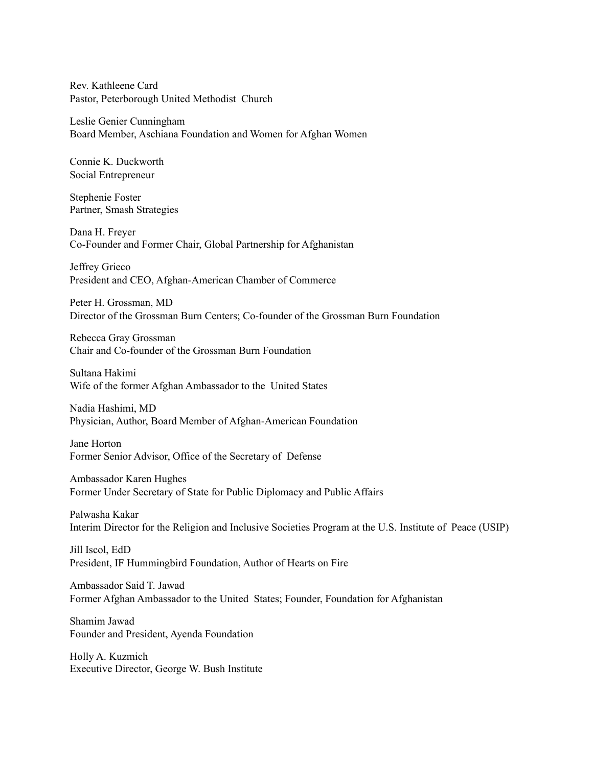Rev. Kathleene Card
Pastor, Peterborough United Methodist Church

Leslie Genier Cunningham
Board Member, Aschiana Foundation and Women for Afghan Women

Connie K. Duckworth
Social Entrepreneur

Stephenie Foster
Partner, Smash Strategies

Dana H. Freyer
Co-Founder and Former Chair, Global Partnership for Afghanistan

Jeffrey Grieco
President and CEO, Afghan-American Chamber of Commerce

Peter H. Grossman, MD
Director of the Grossman Burn Centers; Co-founder of the Grossman Burn Foundation

Rebecca Gray Grossman
Chair and Co-founder of the Grossman Burn Foundation

Sultana Hakimi
Wife of the former Afghan Ambassador to the United States

Nadia Hashimi, MD
Physician, Author, Board Member of Afghan-American Foundation

Jane Horton
Former Senior Advisor, Office of the Secretary of Defense

Ambassador Karen Hughes
Former Under Secretary of State for Public Diplomacy and Public Affairs

Palwasha Kakar
Interim Director for the Religion and Inclusive Societies Program at the U.S. Institute of Peace (USIP)

Jill Iscol, EdD
President, IF Hummingbird Foundation, Author of Hearts on Fire

Ambassador Said T. Jawad
Former Afghan Ambassador to the United States; Founder, Foundation for Afghanistan

Shamim Jawad
Founder and President, Ayenda Foundation

Holly A. Kuzmich
Executive Director, George W. Bush Institute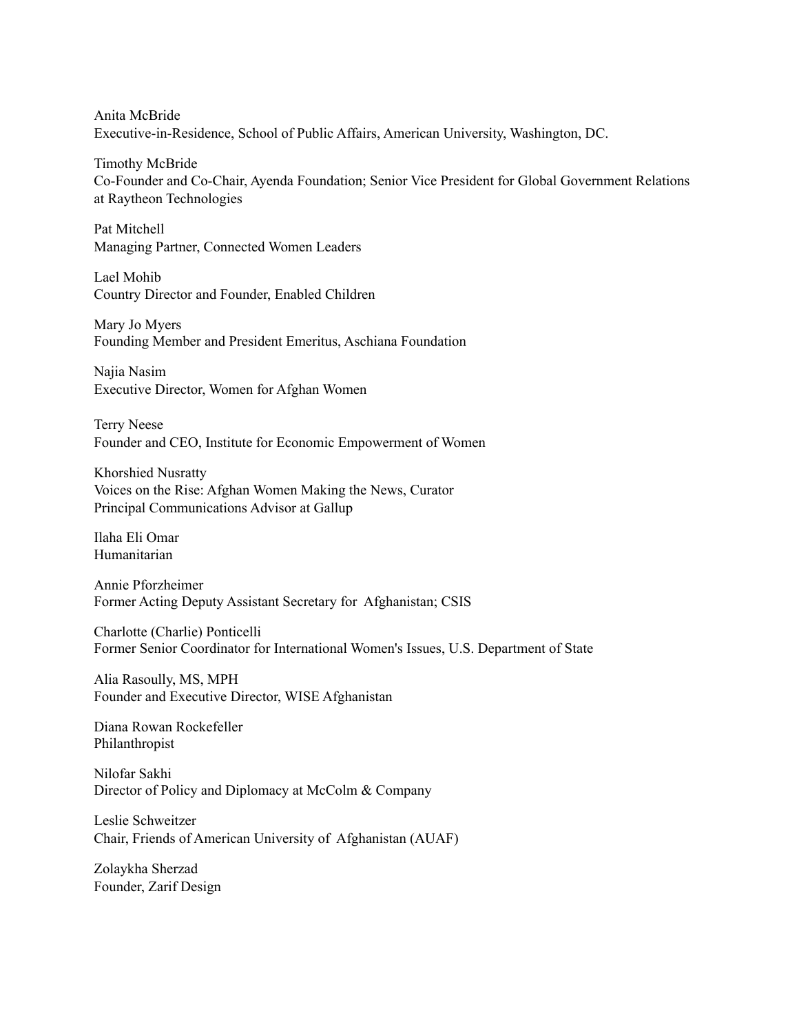Anita McBride
Executive-in-Residence, School of Public Affairs, American University, Washington, DC.

Timothy McBride
Co-Founder and Co-Chair, Ayenda Foundation; Senior Vice President for Global Government Relations at Raytheon Technologies

Pat Mitchell
Managing Partner, Connected Women Leaders

Lael Mohib
Country Director and Founder, Enabled Children

Mary Jo Myers
Founding Member and President Emeritus, Aschiana Foundation

Najia Nasim
Executive Director, Women for Afghan Women

Terry Neese
Founder and CEO, Institute for Economic Empowerment of Women

Khorshied Nusratty
Voices on the Rise: Afghan Women Making the News, Curator
Principal Communications Advisor at Gallup

Ilaha Eli Omar
Humanitarian

Annie Pforzheimer
Former Acting Deputy Assistant Secretary for Afghanistan; CSIS

Charlotte (Charlie) Ponticelli
Former Senior Coordinator for International Women's Issues, U.S. Department of State

Alia Rasoully, MS, MPH
Founder and Executive Director, WISE Afghanistan

Diana Rowan Rockefeller
Philanthropist

Nilofar Sakhi
Director of Policy and Diplomacy at McColm & Company

Leslie Schweitzer
Chair, Friends of American University of Afghanistan (AUAF)

Zolaykha Sherzad
Founder, Zarif Design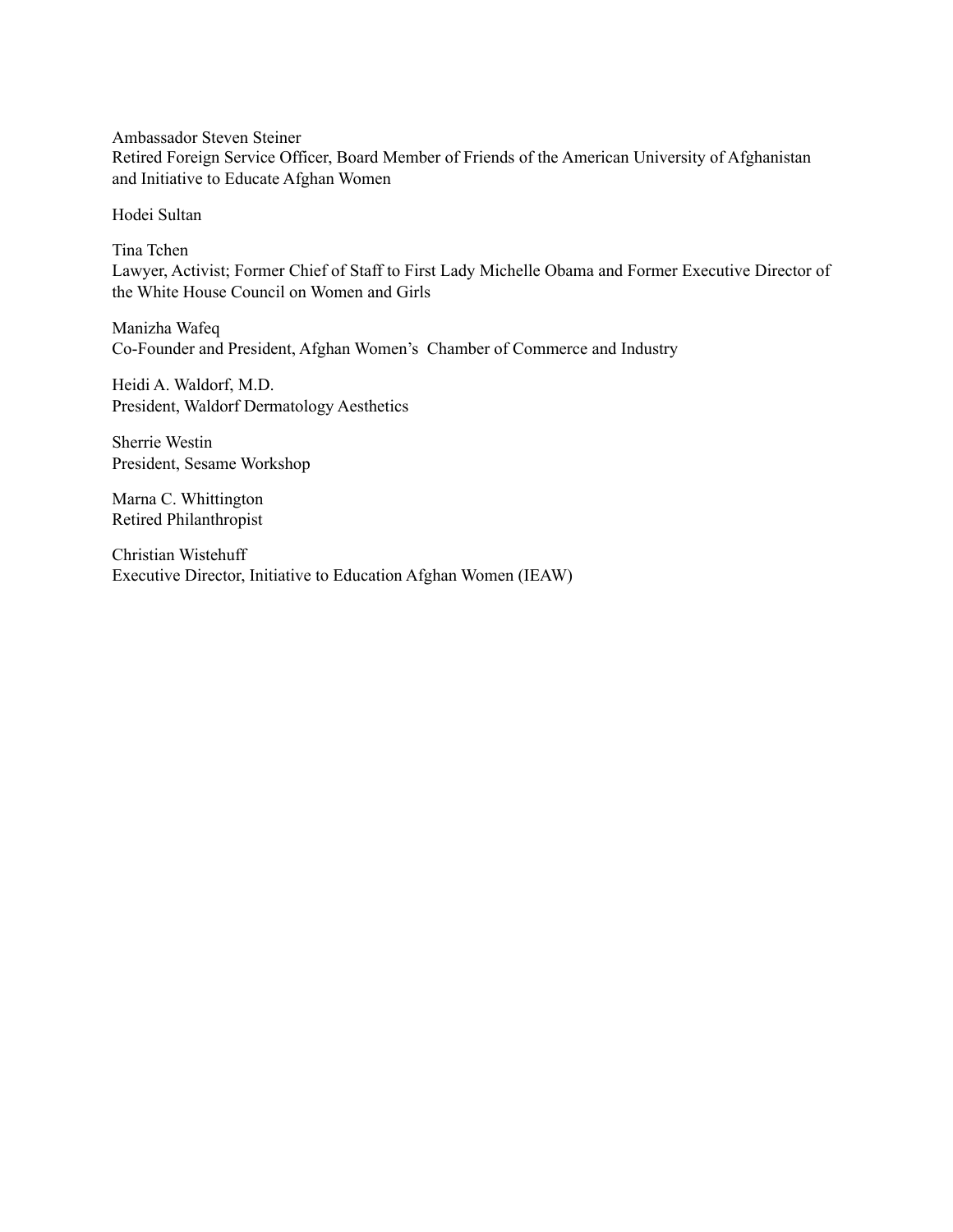Ambassador Steven Steiner
Retired Foreign Service Officer, Board Member of Friends of the American University of Afghanistan and Initiative to Educate Afghan Women

Hodei Sultan

Tina Tchen
Lawyer, Activist; Former Chief of Staff to First Lady Michelle Obama and Former Executive Director of the White House Council on Women and Girls

Manizha Wafeq
Co-Founder and President, Afghan Women's Chamber of Commerce and Industry

Heidi A. Waldorf, M.D.
President, Waldorf Dermatology Aesthetics

Sherrie Westin
President, Sesame Workshop

Marna C. Whittington
Retired Philanthropist

Christian Wistehuff
Executive Director, Initiative to Education Afghan Women (IEAW)